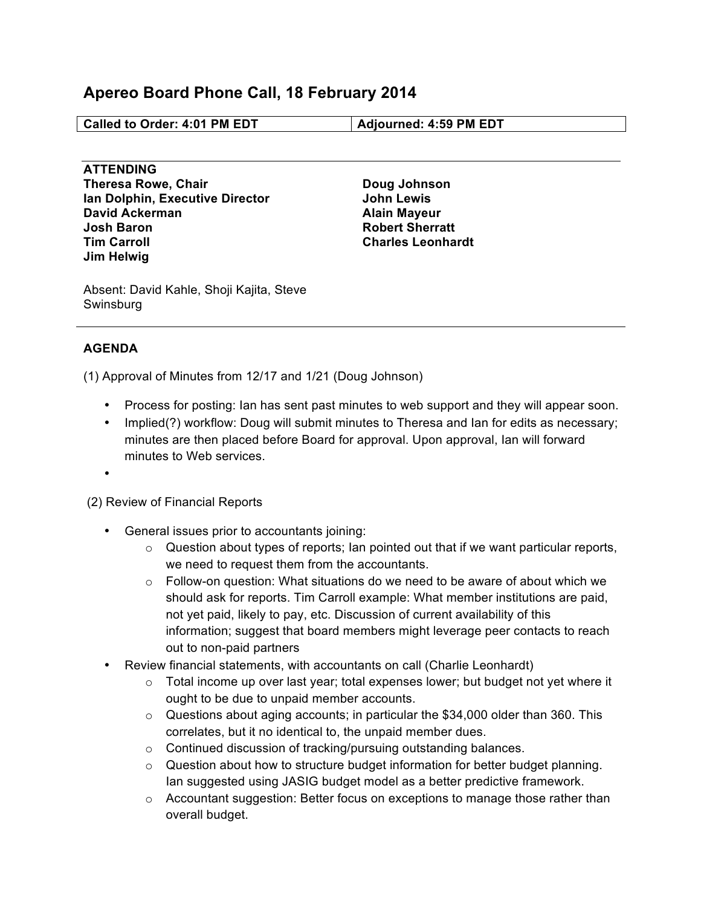# Apereo Board Phone Call, 18 February 2014

| Called to Order: 4:01 PM EDT | Adjourned: 4:59 PM EDT |
|---|---|

**ATTENDING**

**Theresa Rowe, Chair**
**Ian Dolphin, Executive Director**
**David Ackerman**
**Josh Baron**
**Tim Carroll**
**Jim Helwig**
**Doug Johnson**
**John Lewis**
**Alain Mayeur**
**Robert Sherratt**
**Charles Leonhardt**

Absent: David Kahle, Shoji Kajita, Steve Swinsburg

**AGENDA**

(1) Approval of Minutes from 12/17 and 1/21 (Doug Johnson)

- Process for posting: Ian has sent past minutes to web support and they will appear soon.
- Implied(?) workflow: Doug will submit minutes to Theresa and Ian for edits as necessary; minutes are then placed before Board for approval. Upon approval, Ian will forward minutes to Web services.
-

(2) Review of Financial Reports

- General issues prior to accountants joining:
  - Question about types of reports; Ian pointed out that if we want particular reports, we need to request them from the accountants.
  - Follow-on question: What situations do we need to be aware of about which we should ask for reports. Tim Carroll example: What member institutions are paid, not yet paid, likely to pay, etc. Discussion of current availability of this information; suggest that board members might leverage peer contacts to reach out to non-paid partners
- Review financial statements, with accountants on call (Charlie Leonhardt)
  - Total income up over last year; total expenses lower; but budget not yet where it ought to be due to unpaid member accounts.
  - Questions about aging accounts; in particular the $34,000 older than 360. This correlates, but it no identical to, the unpaid member dues.
  - Continued discussion of tracking/pursuing outstanding balances.
  - Question about how to structure budget information for better budget planning. Ian suggested using JASIG budget model as a better predictive framework.
  - Accountant suggestion: Better focus on exceptions to manage those rather than overall budget.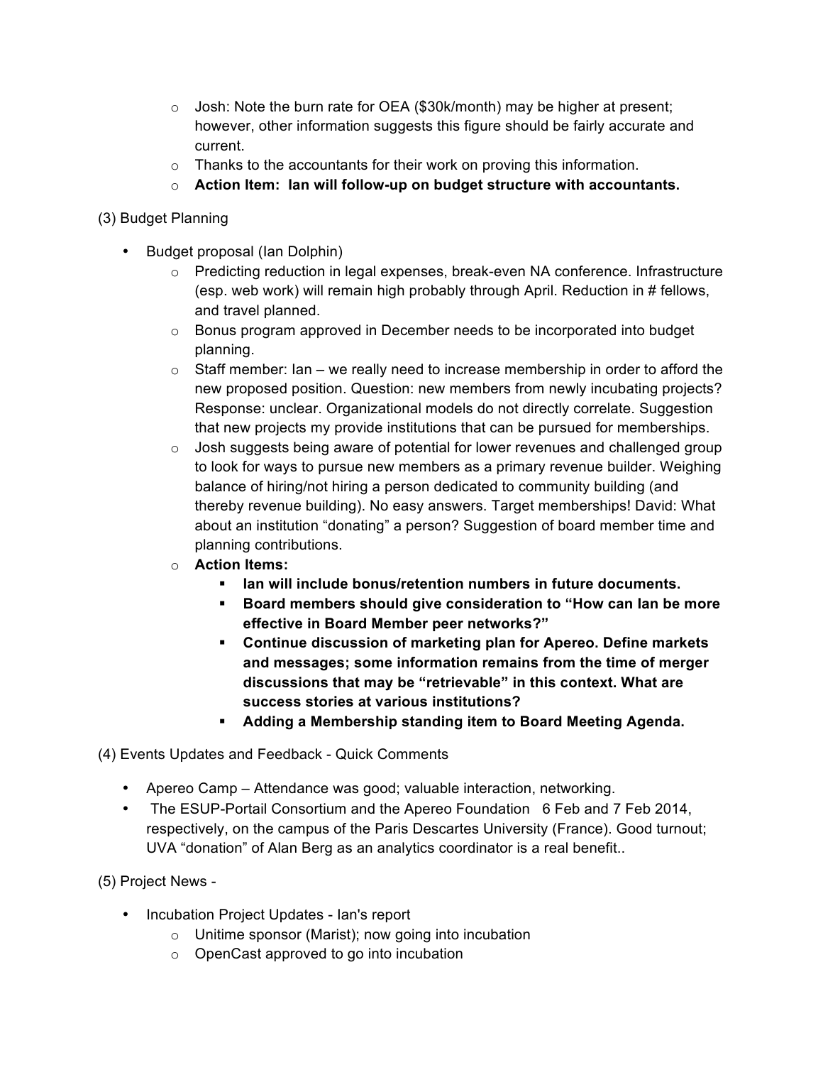- Josh: Note the burn rate for OEA ($30k/month) may be higher at present; however, other information suggests this figure should be fairly accurate and current.
  - Thanks to the accountants for their work on proving this information.
  - **Action Item: Ian will follow-up on budget structure with accountants.**

(3) Budget Planning

- Budget proposal (Ian Dolphin)
  - Predicting reduction in legal expenses, break-even NA conference. Infrastructure (esp. web work) will remain high probably through April. Reduction in # fellows, and travel planned.
  - Bonus program approved in December needs to be incorporated into budget planning.
  - Staff member: Ian – we really need to increase membership in order to afford the new proposed position. Question: new members from newly incubating projects? Response: unclear. Organizational models do not directly correlate. Suggestion that new projects my provide institutions that can be pursued for memberships.
  - Josh suggests being aware of potential for lower revenues and challenged group to look for ways to pursue new members as a primary revenue builder. Weighing balance of hiring/not hiring a person dedicated to community building (and thereby revenue building). No easy answers. Target memberships! David: What about an institution "donating" a person? Suggestion of board member time and planning contributions.
  - **Action Items:**
    - **Ian will include bonus/retention numbers in future documents.**
    - **Board members should give consideration to "How can Ian be more effective in Board Member peer networks?"**
    - **Continue discussion of marketing plan for Apereo. Define markets and messages; some information remains from the time of merger discussions that may be "retrievable" in this context. What are success stories at various institutions?**
    - **Adding a Membership standing item to Board Meeting Agenda.**

(4) Events Updates and Feedback - Quick Comments

- Apereo Camp – Attendance was good; valuable interaction, networking.
- The ESUP-Portail Consortium and the Apereo Foundation 6 Feb and 7 Feb 2014, respectively, on the campus of the Paris Descartes University (France). Good turnout; UVA "donation" of Alan Berg as an analytics coordinator is a real benefit..

(5) Project News -

- Incubation Project Updates - Ian's report
  - Unitime sponsor (Marist); now going into incubation
  - OpenCast approved to go into incubation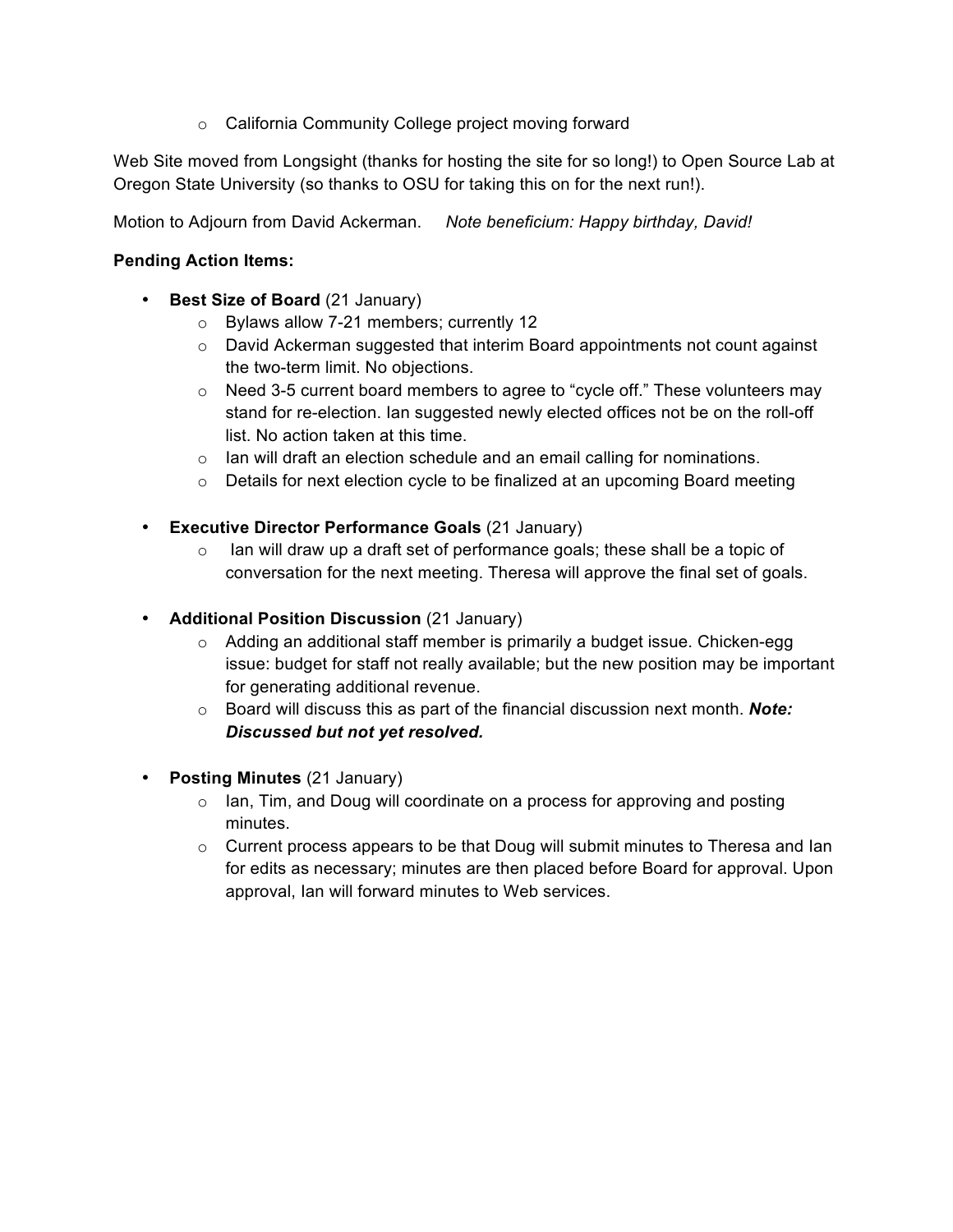- California Community College project moving forward

Web Site moved from Longsight (thanks for hosting the site for so long!) to Open Source Lab at Oregon State University (so thanks to OSU for taking this on for the next run!).

Motion to Adjourn from David Ackerman. *Note beneficium: Happy birthday, David!*

**Pending Action Items:**

- **Best Size of Board** (21 January)
  - Bylaws allow 7-21 members; currently 12
  - David Ackerman suggested that interim Board appointments not count against the two-term limit. No objections.
  - Need 3-5 current board members to agree to "cycle off." These volunteers may stand for re-election. Ian suggested newly elected offices not be on the roll-off list. No action taken at this time.
  - Ian will draft an election schedule and an email calling for nominations.
  - Details for next election cycle to be finalized at an upcoming Board meeting

- **Executive Director Performance Goals** (21 January)
  - Ian will draw up a draft set of performance goals; these shall be a topic of conversation for the next meeting. Theresa will approve the final set of goals.

- **Additional Position Discussion** (21 January)
  - Adding an additional staff member is primarily a budget issue. Chicken-egg issue: budget for staff not really available; but the new position may be important for generating additional revenue.
  - Board will discuss this as part of the financial discussion next month. ***Note: Discussed but not yet resolved.***

- **Posting Minutes** (21 January)
  - Ian, Tim, and Doug will coordinate on a process for approving and posting minutes.
  - Current process appears to be that Doug will submit minutes to Theresa and Ian for edits as necessary; minutes are then placed before Board for approval. Upon approval, Ian will forward minutes to Web services.